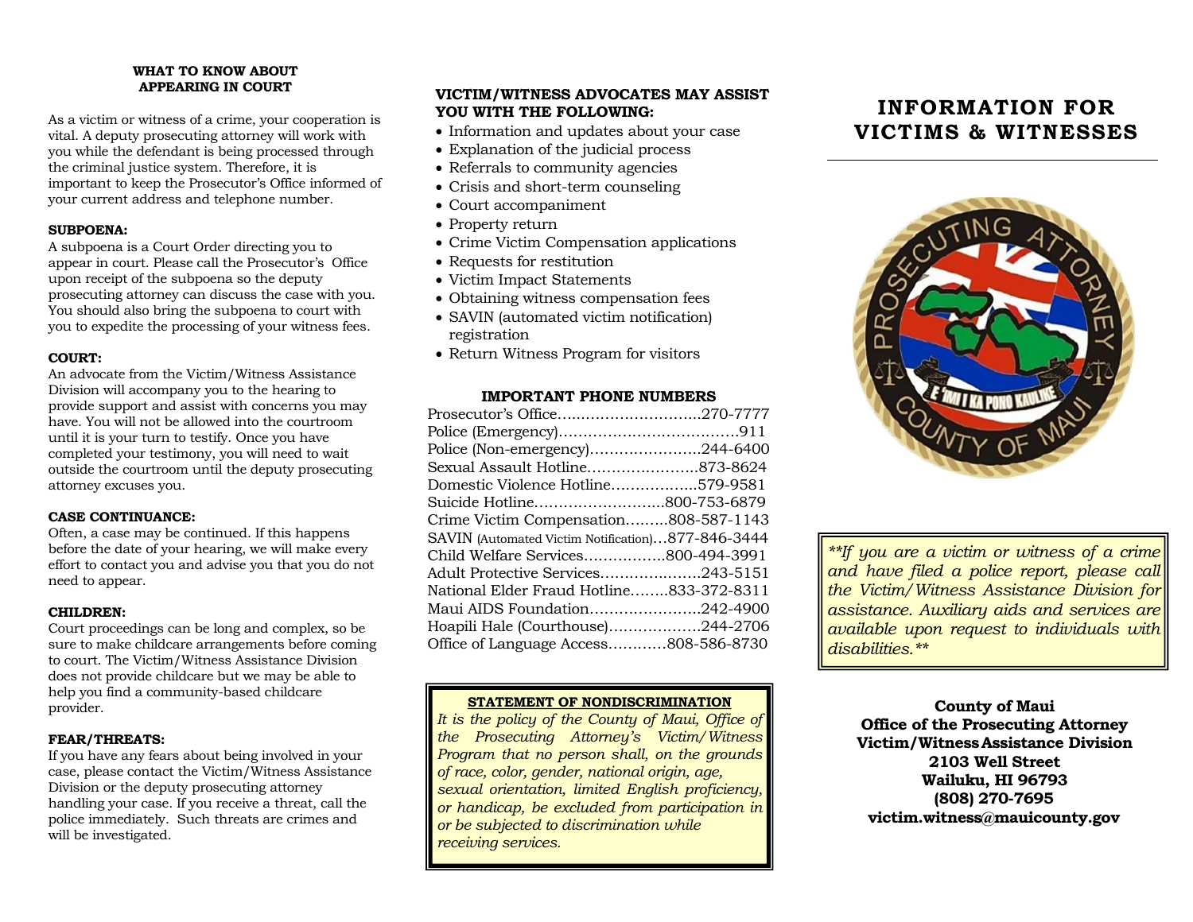## WHAT TO KNOW ABOUT APPEARING IN COURT

As a victim or witness of a crime, your cooperation is vital. A deputy prosecuting attorney will work with you while the defendant is being processed through the criminal justice system. Therefore, it is important to keep the Prosecutor's Office informed of your current address and telephone number.

**SUBPOENA:**
A subpoena is a Court Order directing you to appear in court. Please call the Prosecutor's Office upon receipt of the subpoena so the deputy prosecuting attorney can discuss the case with you. You should also bring the subpoena to court with you to expedite the processing of your witness fees.

**COURT:**
An advocate from the Victim/Witness Assistance Division will accompany you to the hearing to provide support and assist with concerns you may have. You will not be allowed into the courtroom until it is your turn to testify. Once you have completed your testimony, you will need to wait outside the courtroom until the deputy prosecuting attorney excuses you.

**CASE CONTINUANCE:**
Often, a case may be continued. If this happens before the date of your hearing, we will make every effort to contact you and advise you that you do not need to appear.

**CHILDREN:**
Court proceedings can be long and complex, so be sure to make childcare arrangements before coming to court. The Victim/Witness Assistance Division does not provide childcare but we may be able to help you find a community-based childcare provider.

**FEAR/THREATS:**
If you have any fears about being involved in your case, please contact the Victim/Witness Assistance Division or the deputy prosecuting attorney handling your case. If you receive a threat, call the police immediately. Such threats are crimes and will be investigated.

## VICTIM/WITNESS ADVOCATES MAY ASSIST YOU WITH THE FOLLOWING:

- Information and updates about your case
- Explanation of the judicial process
- Referrals to community agencies
- Crisis and short-term counseling
- Court accompaniment
- Property return
- Crime Victim Compensation applications
- Requests for restitution
- Victim Impact Statements
- Obtaining witness compensation fees
- SAVIN (automated victim notification) registration
- Return Witness Program for visitors

## IMPORTANT PHONE NUMBERS

Prosecutor's Office……………………….270-7777
Police (Emergency)……………………………911
Police (Non-emergency)…………………244-6400
Sexual Assault Hotline…………………873-8624
Domestic Violence Hotline………………579-9581
Suicide Hotline……………………..800-753-6879
Crime Victim Compensation………808-587-1143
SAVIN (Automated Victim Notification)…877-846-3444
Child Welfare Services……………..800-494-3991
Adult Protective Services………………243-5151
National Elder Fraud Hotline……..833-372-8311
Maui AIDS Foundation…………………242-4900
Hoapili Hale (Courthouse)………………244-2706
Office of Language Access…………808-586-8730

**STATEMENT OF NONDISCRIMINATION**

*It is the policy of the County of Maui, Office of the Prosecuting Attorney's Victim/Witness Program that no person shall, on the grounds of race, color, gender, national origin, age, sexual orientation, limited English proficiency, or handicap, be excluded from participation in or be subjected to discrimination while receiving services.*

# INFORMATION FOR VICTIMS & WITNESSES

*\*\*If you are a victim or witness of a crime and have filed a police report, please call the Victim/Witness Assistance Division for assistance. Auxiliary aids and services are available upon request to individuals with disabilities.\*\**

**County of Maui**
**Office of the Prosecuting Attorney**
**Victim/Witness Assistance Division**
**2103 Well Street**
**Wailuku, HI 96793**
**(808) 270-7695**
**victim.witness@mauicounty.gov**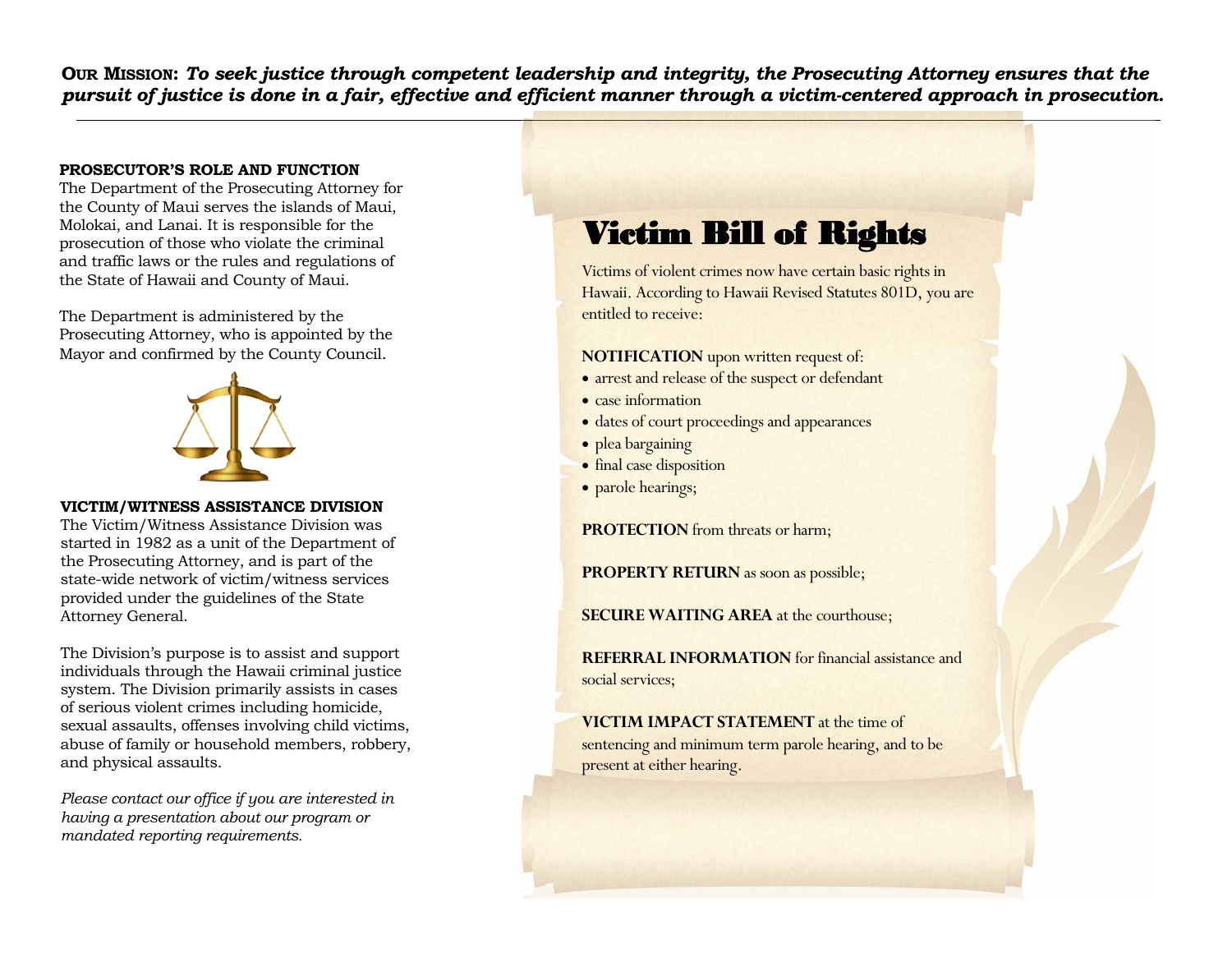**Our Mission:** ***To seek justice through competent leadership and integrity, the Prosecuting Attorney ensures that the pursuit of justice is done in a fair, effective and efficient manner through a victim-centered approach in prosecution.***

---

### PROSECUTOR'S ROLE AND FUNCTION

The Department of the Prosecuting Attorney for the County of Maui serves the islands of Maui, Molokai, and Lanai. It is responsible for the prosecution of those who violate the criminal and traffic laws or the rules and regulations of the State of Hawaii and County of Maui.

The Department is administered by the Prosecuting Attorney, who is appointed by the Mayor and confirmed by the County Council.

### VICTIM/WITNESS ASSISTANCE DIVISION

The Victim/Witness Assistance Division was started in 1982 as a unit of the Department of the Prosecuting Attorney, and is part of the state-wide network of victim/witness services provided under the guidelines of the State Attorney General.

The Division's purpose is to assist and support individuals through the Hawaii criminal justice system. The Division primarily assists in cases of serious violent crimes including homicide, sexual assaults, offenses involving child victims, abuse of family or household members, robbery, and physical assaults.

*Please contact our office if you are interested in having a presentation about our program or mandated reporting requirements.*

# Victim Bill of Rights

Victims of violent crimes now have certain basic rights in Hawaii. According to Hawaii Revised Statutes 801D, you are entitled to receive:

**NOTIFICATION** upon written request of:

- arrest and release of the suspect or defendant
- case information
- dates of court proceedings and appearances
- plea bargaining
- final case disposition
- parole hearings;

**PROTECTION** from threats or harm;

**PROPERTY RETURN** as soon as possible;

**SECURE WAITING AREA** at the courthouse;

**REFERRAL INFORMATION** for financial assistance and social services;

**VICTIM IMPACT STATEMENT** at the time of sentencing and minimum term parole hearing, and to be present at either hearing.